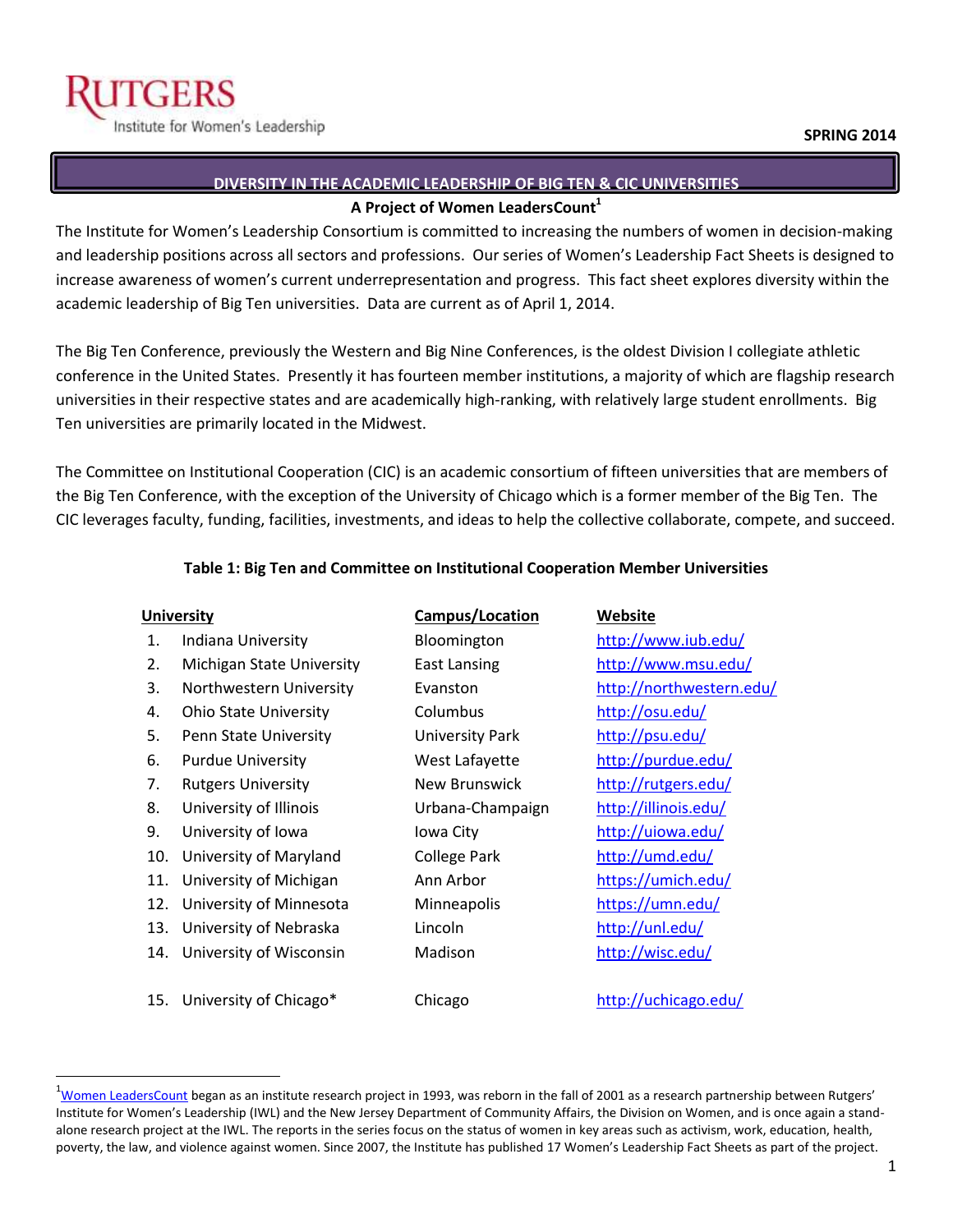RUTGERS
Institute for Women's Leadership

SPRING 2014

# DIVERSITY IN THE ACADEMIC LEADERSHIP OF BIG TEN & CIC UNIVERSITIES

**A Project of Women LeadersCount[1]**

The Institute for Women's Leadership Consortium is committed to increasing the numbers of women in decision-making and leadership positions across all sectors and professions. Our series of Women's Leadership Fact Sheets is designed to increase awareness of women's current underrepresentation and progress. This fact sheet explores diversity within the academic leadership of Big Ten universities. Data are current as of April 1, 2014.

The Big Ten Conference, previously the Western and Big Nine Conferences, is the oldest Division I collegiate athletic conference in the United States. Presently it has fourteen member institutions, a majority of which are flagship research universities in their respective states and are academically high-ranking, with relatively large student enrollments. Big Ten universities are primarily located in the Midwest.

The Committee on Institutional Cooperation (CIC) is an academic consortium of fifteen universities that are members of the Big Ten Conference, with the exception of the University of Chicago which is a former member of the Big Ten. The CIC leverages faculty, funding, facilities, investments, and ideas to help the collective collaborate, compete, and succeed.

**Table 1: Big Ten and Committee on Institutional Cooperation Member Universities**

| | University | Campus/Location | Website |
|---|---|---|---|
| 1. | Indiana University | Bloomington | http://www.iub.edu/ |
| 2. | Michigan State University | East Lansing | http://www.msu.edu/ |
| 3. | Northwestern University | Evanston | http://northwestern.edu/ |
| 4. | Ohio State University | Columbus | http://osu.edu/ |
| 5. | Penn State University | University Park | http://psu.edu/ |
| 6. | Purdue University | West Lafayette | http://purdue.edu/ |
| 7. | Rutgers University | New Brunswick | http://rutgers.edu/ |
| 8. | University of Illinois | Urbana-Champaign | http://illinois.edu/ |
| 9. | University of Iowa | Iowa City | http://uiowa.edu/ |
| 10. | University of Maryland | College Park | http://umd.edu/ |
| 11. | University of Michigan | Ann Arbor | https://umich.edu/ |
| 12. | University of Minnesota | Minneapolis | https://umn.edu/ |
| 13. | University of Nebraska | Lincoln | http://unl.edu/ |
| 14. | University of Wisconsin | Madison | http://wisc.edu/ |
| 15. | University of Chicago* | Chicago | http://uchicago.edu/ |

[1] Women LeadersCount began as an institute research project in 1993, was reborn in the fall of 2001 as a research partnership between Rutgers' Institute for Women's Leadership (IWL) and the New Jersey Department of Community Affairs, the Division on Women, and is once again a stand-alone research project at the IWL. The reports in the series focus on the status of women in key areas such as activism, work, education, health, poverty, the law, and violence against women. Since 2007, the Institute has published 17 Women's Leadership Fact Sheets as part of the project.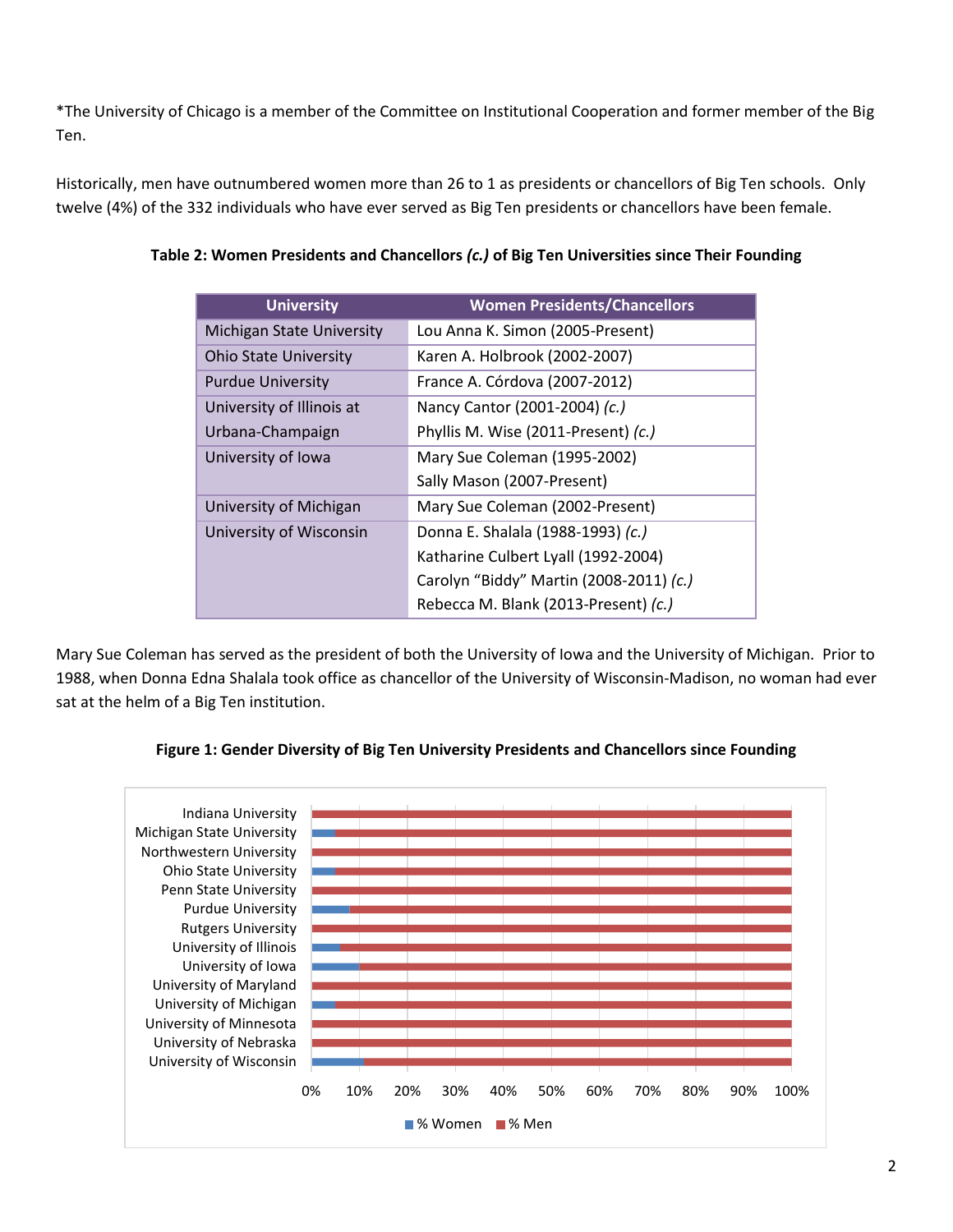*The University of Chicago is a member of the Committee on Institutional Cooperation and former member of the Big Ten.

Historically, men have outnumbered women more than 26 to 1 as presidents or chancellors of Big Ten schools. Only twelve (4%) of the 332 individuals who have ever served as Big Ten presidents or chancellors have been female.

**Table 2: Women Presidents and Chancellors *(c.)* of Big Ten Universities since Their Founding**

| University | Women Presidents/Chancellors |
|---|---|
| Michigan State University | Lou Anna K. Simon (2005-Present) |
| Ohio State University | Karen A. Holbrook (2002-2007) |
| Purdue University | France A. Córdova (2007-2012) |
| University of Illinois at Urbana-Champaign | Nancy Cantor (2001-2004) *(c.)*<br>Phyllis M. Wise (2011-Present) *(c.)* |
| University of Iowa | Mary Sue Coleman (1995-2002)<br>Sally Mason (2007-Present) |
| University of Michigan | Mary Sue Coleman (2002-Present) |
| University of Wisconsin | Donna E. Shalala (1988-1993) *(c.)*<br>Katharine Culbert Lyall (1992-2004)<br>Carolyn "Biddy" Martin (2008-2011) *(c.)*<br>Rebecca M. Blank (2013-Present) *(c.)* |

Mary Sue Coleman has served as the president of both the University of Iowa and the University of Michigan. Prior to 1988, when Donna Edna Shalala took office as chancellor of the University of Wisconsin-Madison, no woman had ever sat at the helm of a Big Ten institution.

**Figure 1: Gender Diversity of Big Ten University Presidents and Chancellors since Founding**

Indiana University
Michigan State University
Northwestern University
Ohio State University
Penn State University
Purdue University
Rutgers University
University of Illinois
University of Iowa
University of Maryland
University of Michigan
University of Minnesota
University of Nebraska
University of Wisconsin

0% 10% 20% 30% 40% 50% 60% 70% 80% 90% 100%

% Women % Men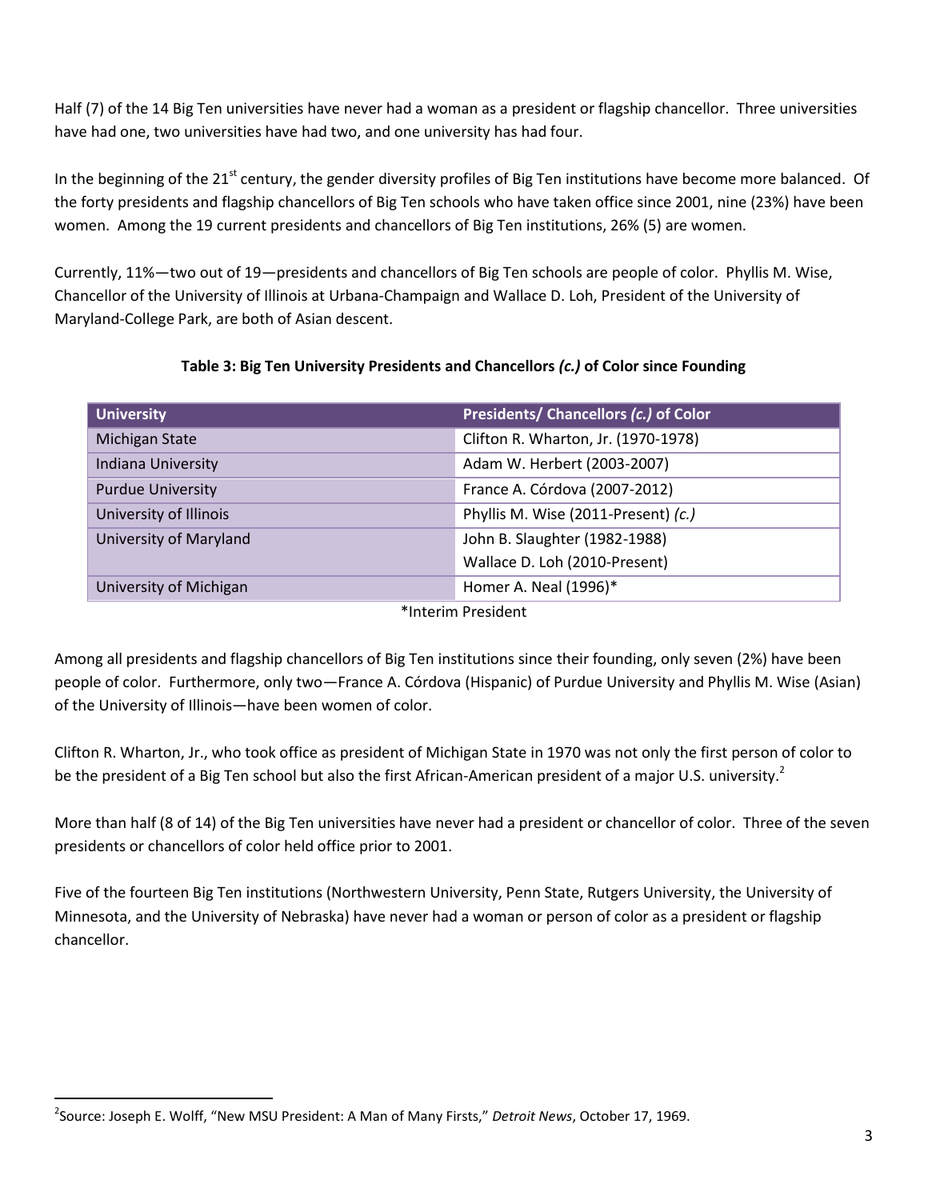Half (7) of the 14 Big Ten universities have never had a woman as a president or flagship chancellor. Three universities have had one, two universities have had two, and one university has had four.

In the beginning of the 21st century, the gender diversity profiles of Big Ten institutions have become more balanced. Of the forty presidents and flagship chancellors of Big Ten schools who have taken office since 2001, nine (23%) have been women. Among the 19 current presidents and chancellors of Big Ten institutions, 26% (5) are women.

Currently, 11%—two out of 19—presidents and chancellors of Big Ten schools are people of color. Phyllis M. Wise, Chancellor of the University of Illinois at Urbana-Champaign and Wallace D. Loh, President of the University of Maryland-College Park, are both of Asian descent.

**Table 3: Big Ten University Presidents and Chancellors *(c.)* of Color since Founding**

| University | Presidents/ Chancellors *(c.)* of Color |
|---|---|
| Michigan State | Clifton R. Wharton, Jr. (1970-1978) |
| Indiana University | Adam W. Herbert (2003-2007) |
| Purdue University | France A. Córdova (2007-2012) |
| University of Illinois | Phyllis M. Wise (2011-Present) *(c.)* |
| University of Maryland | John B. Slaughter (1982-1988)<br>Wallace D. Loh (2010-Present) |
| University of Michigan | Homer A. Neal (1996)* |

*Interim President

Among all presidents and flagship chancellors of Big Ten institutions since their founding, only seven (2%) have been people of color. Furthermore, only two—France A. Córdova (Hispanic) of Purdue University and Phyllis M. Wise (Asian) of the University of Illinois—have been women of color.

Clifton R. Wharton, Jr., who took office as president of Michigan State in 1970 was not only the first person of color to be the president of a Big Ten school but also the first African-American president of a major U.S. university.[2]

More than half (8 of 14) of the Big Ten universities have never had a president or chancellor of color. Three of the seven presidents or chancellors of color held office prior to 2001.

Five of the fourteen Big Ten institutions (Northwestern University, Penn State, Rutgers University, the University of Minnesota, and the University of Nebraska) have never had a woman or person of color as a president or flagship chancellor.

[2]Source: Joseph E. Wolff, "New MSU President: A Man of Many Firsts," *Detroit News*, October 17, 1969.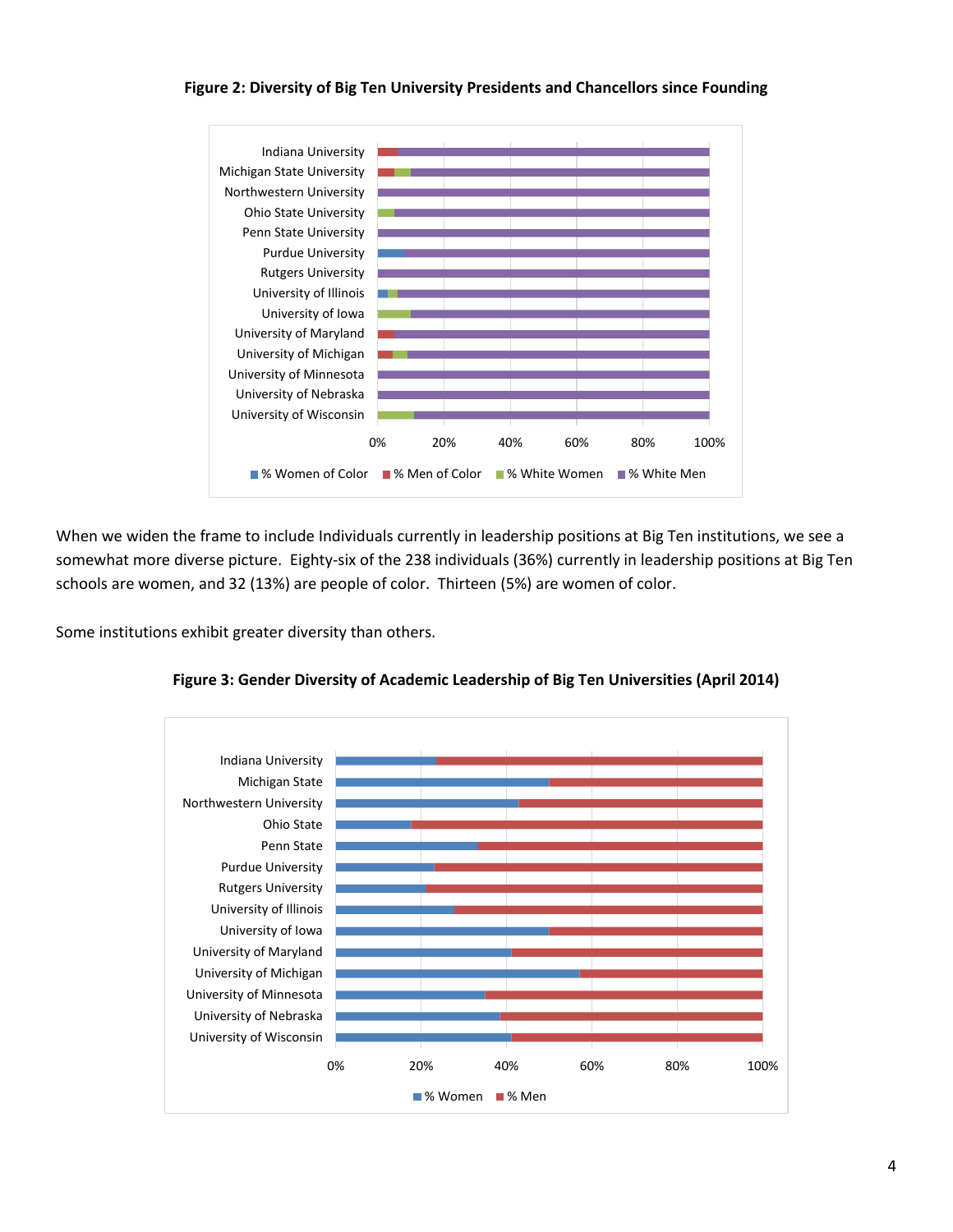**Figure 2: Diversity of Big Ten University Presidents and Chancellors since Founding**

When we widen the frame to include Individuals currently in leadership positions at Big Ten institutions, we see a somewhat more diverse picture. Eighty-six of the 238 individuals (36%) currently in leadership positions at Big Ten schools are women, and 32 (13%) are people of color. Thirteen (5%) are women of color.

Some institutions exhibit greater diversity than others.

**Figure 3: Gender Diversity of Academic Leadership of Big Ten Universities (April 2014)**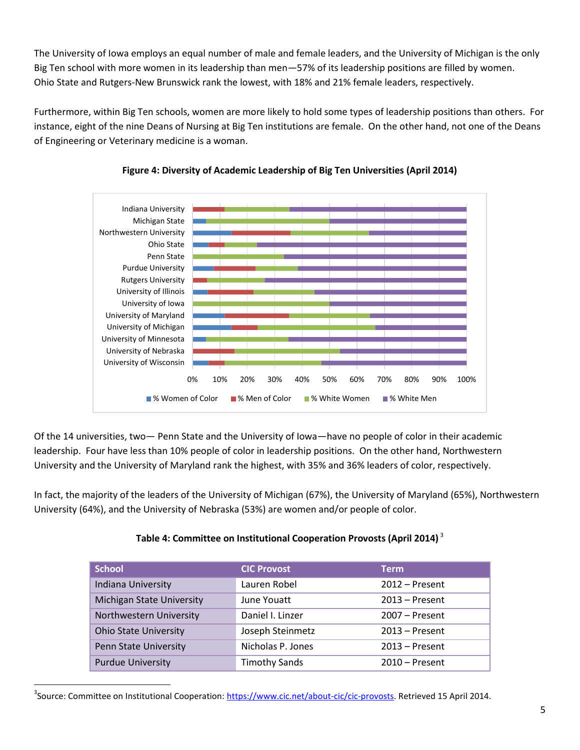The University of Iowa employs an equal number of male and female leaders, and the University of Michigan is the only Big Ten school with more women in its leadership than men—57% of its leadership positions are filled by women. Ohio State and Rutgers-New Brunswick rank the lowest, with 18% and 21% female leaders, respectively.

Furthermore, within Big Ten schools, women are more likely to hold some types of leadership positions than others. For instance, eight of the nine Deans of Nursing at Big Ten institutions are female. On the other hand, not one of the Deans of Engineering or Veterinary medicine is a woman.

**Figure 4: Diversity of Academic Leadership of Big Ten Universities (April 2014)**

Of the 14 universities, two— Penn State and the University of Iowa—have no people of color in their academic leadership. Four have less than 10% people of color in leadership positions. On the other hand, Northwestern University and the University of Maryland rank the highest, with 35% and 36% leaders of color, respectively.

In fact, the majority of the leaders of the University of Michigan (67%), the University of Maryland (65%), Northwestern University (64%), and the University of Nebraska (53%) are women and/or people of color.

**Table 4: Committee on Institutional Cooperation Provosts (April 2014)** [3]

| School | CIC Provost | Term |
|---|---|---|
| Indiana University | Lauren Robel | 2012 – Present |
| Michigan State University | June Youatt | 2013 – Present |
| Northwestern University | Daniel I. Linzer | 2007 – Present |
| Ohio State University | Joseph Steinmetz | 2013 – Present |
| Penn State University | Nicholas P. Jones | 2013 – Present |
| Purdue University | Timothy Sands | 2010 – Present |

[3]Source: Committee on Institutional Cooperation: https://www.cic.net/about-cic/cic-provosts. Retrieved 15 April 2014.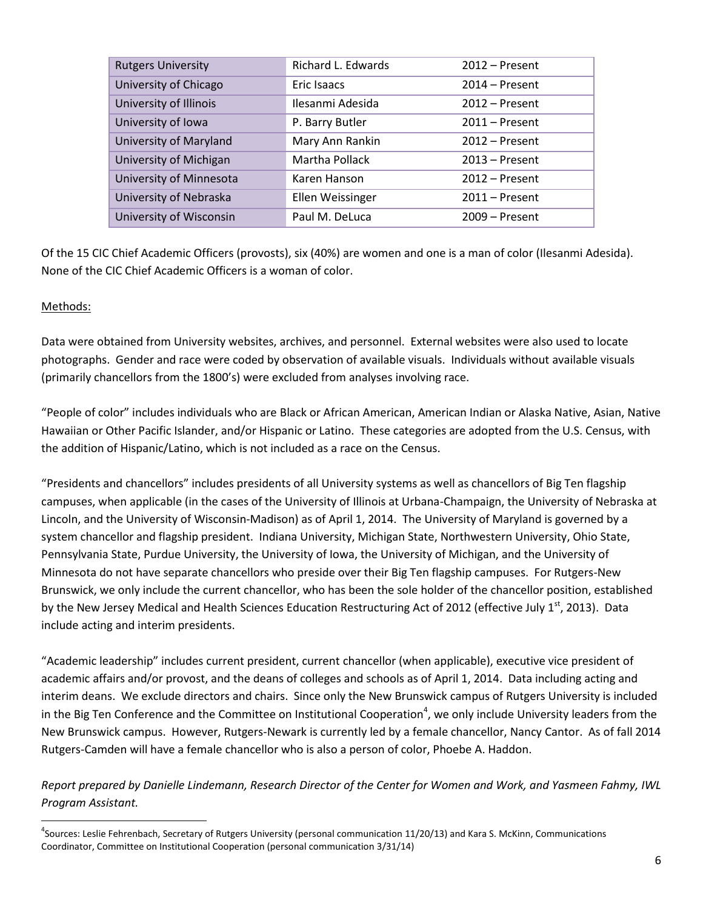| Rutgers University | Richard L. Edwards | 2012 – Present |
| --- | --- | --- |
| University of Chicago | Eric Isaacs | 2014 – Present |
| University of Illinois | Ilesanmi Adesida | 2012 – Present |
| University of Iowa | P. Barry Butler | 2011 – Present |
| University of Maryland | Mary Ann Rankin | 2012 – Present |
| University of Michigan | Martha Pollack | 2013 – Present |
| University of Minnesota | Karen Hanson | 2012 – Present |
| University of Nebraska | Ellen Weissinger | 2011 – Present |
| University of Wisconsin | Paul M. DeLuca | 2009 – Present |

Of the 15 CIC Chief Academic Officers (provosts), six (40%) are women and one is a man of color (Ilesanmi Adesida). None of the CIC Chief Academic Officers is a woman of color.

Methods:

Data were obtained from University websites, archives, and personnel. External websites were also used to locate photographs. Gender and race were coded by observation of available visuals. Individuals without available visuals (primarily chancellors from the 1800's) were excluded from analyses involving race.

"People of color" includes individuals who are Black or African American, American Indian or Alaska Native, Asian, Native Hawaiian or Other Pacific Islander, and/or Hispanic or Latino. These categories are adopted from the U.S. Census, with the addition of Hispanic/Latino, which is not included as a race on the Census.

"Presidents and chancellors" includes presidents of all University systems as well as chancellors of Big Ten flagship campuses, when applicable (in the cases of the University of Illinois at Urbana-Champaign, the University of Nebraska at Lincoln, and the University of Wisconsin-Madison) as of April 1, 2014. The University of Maryland is governed by a system chancellor and flagship president. Indiana University, Michigan State, Northwestern University, Ohio State, Pennsylvania State, Purdue University, the University of Iowa, the University of Michigan, and the University of Minnesota do not have separate chancellors who preside over their Big Ten flagship campuses. For Rutgers-New Brunswick, we only include the current chancellor, who has been the sole holder of the chancellor position, established by the New Jersey Medical and Health Sciences Education Restructuring Act of 2012 (effective July 1st, 2013). Data include acting and interim presidents.

"Academic leadership" includes current president, current chancellor (when applicable), executive vice president of academic affairs and/or provost, and the deans of colleges and schools as of April 1, 2014. Data including acting and interim deans. We exclude directors and chairs. Since only the New Brunswick campus of Rutgers University is included in the Big Ten Conference and the Committee on Institutional Cooperation[4], we only include University leaders from the New Brunswick campus. However, Rutgers-Newark is currently led by a female chancellor, Nancy Cantor. As of fall 2014 Rutgers-Camden will have a female chancellor who is also a person of color, Phoebe A. Haddon.

*Report prepared by Danielle Lindemann, Research Director of the Center for Women and Work, and Yasmeen Fahmy, IWL Program Assistant.*

[4] Sources: Leslie Fehrenbach, Secretary of Rutgers University (personal communication 11/20/13) and Kara S. McKinn, Communications Coordinator, Committee on Institutional Cooperation (personal communication 3/31/14)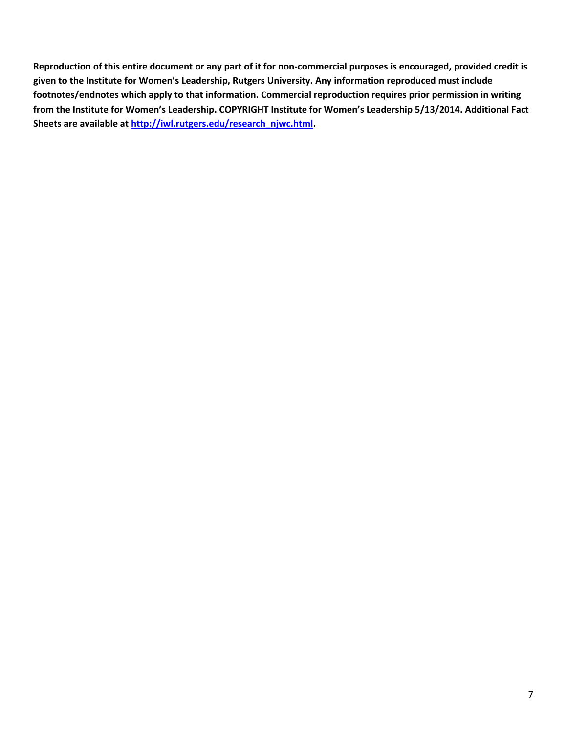**Reproduction of this entire document or any part of it for non-commercial purposes is encouraged, provided credit is given to the Institute for Women's Leadership, Rutgers University. Any information reproduced must include footnotes/endnotes which apply to that information. Commercial reproduction requires prior permission in writing from the Institute for Women's Leadership. COPYRIGHT Institute for Women's Leadership 5/13/2014. Additional Fact Sheets are available at [http://iwl.rutgers.edu/research_njwc.html](http://iwl.rutgers.edu/research_njwc.html).**